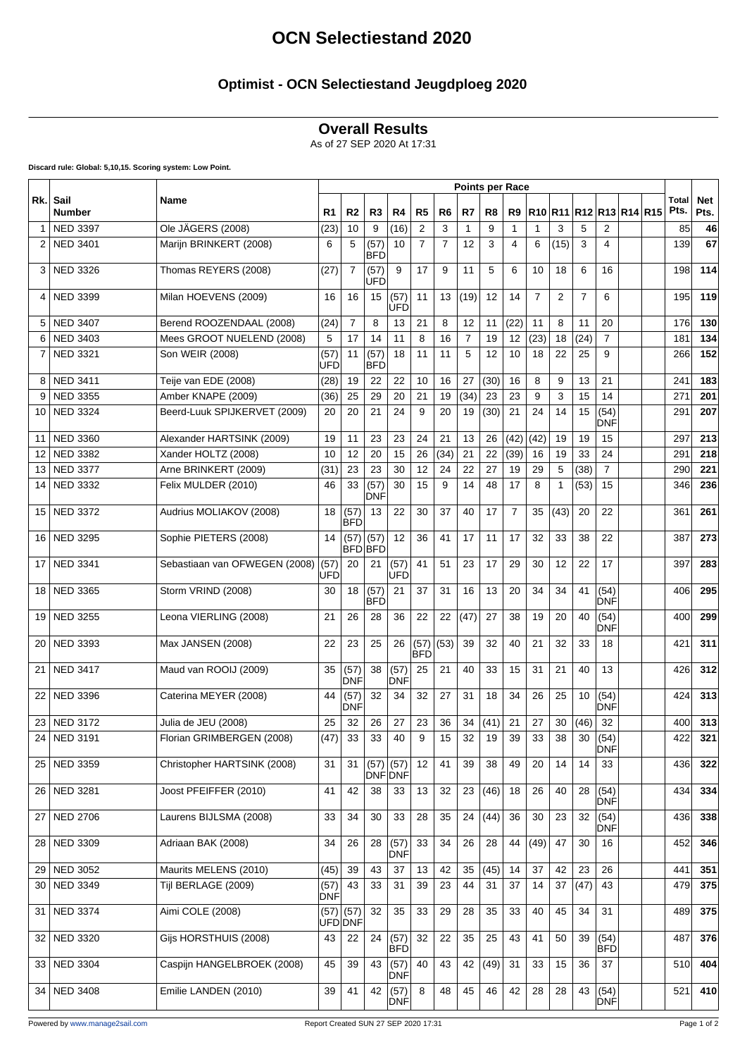# OCN Selectiestand 2020

## Optimist - OCN Selectiestand Jeugdploeg 2020

### Overall Results

As of 27 SEP 2020 At 17:31

**Discard rule: Global: 5,10,15. Scoring system: Low Point.**

| Rk. | Sail Number | Name | R1 | R2 | R3 | R4 | R5 | R6 | R7 | R8 | R9 | R10 | R11 | R12 | R13 | R14 | R15 | Total Pts. | Net Pts. |
|---|---|---|---|---|---|---|---|---|---|---|---|---|---|---|---|---|---|---|---|
| 1 | NED 3397 | Ole JÄGERS (2008) | (23) | 10 | 9 | (16) | 2 | 3 | 1 | 9 | 1 | 1 | 3 | 5 | 2 | | | 85 | **46** |
| 2 | NED 3401 | Marijn BRINKERT (2008) | 6 | 5 | (57) BFD | 10 | 7 | 7 | 12 | 3 | 4 | 6 | (15) | 3 | 4 | | | 139 | **67** |
| 3 | NED 3326 | Thomas REYERS (2008) | (27) | 7 | (57) UFD | 9 | 17 | 9 | 11 | 5 | 6 | 10 | 18 | 6 | 16 | | | 198 | **114** |
| 4 | NED 3399 | Milan HOEVENS (2009) | 16 | 16 | 15 | (57) UFD | 11 | 13 | (19) | 12 | 14 | 7 | 2 | 7 | 6 | | | 195 | **119** |
| 5 | NED 3407 | Berend ROOZENDAAL (2008) | (24) | 7 | 8 | 13 | 21 | 8 | 12 | 11 | (22) | 11 | 8 | 11 | 20 | | | 176 | **130** |
| 6 | NED 3403 | Mees GROOT NUELEND (2008) | 5 | 17 | 14 | 11 | 8 | 16 | 7 | 19 | 12 | (23) | 18 | (24) | 7 | | | 181 | **134** |
| 7 | NED 3321 | Son WEIR (2008) | (57) UFD | 11 | (57) BFD | 18 | 11 | 11 | 5 | 12 | 10 | 18 | 22 | 25 | 9 | | | 266 | **152** |
| 8 | NED 3411 | Teije van EDE (2008) | (28) | 19 | 22 | 22 | 10 | 16 | 27 | (30) | 16 | 8 | 9 | 13 | 21 | | | 241 | **183** |
| 9 | NED 3355 | Amber KNAPE (2009) | (36) | 25 | 29 | 20 | 21 | 19 | (34) | 23 | 23 | 9 | 3 | 15 | 14 | | | 271 | **201** |
| 10 | NED 3324 | Beerd-Luuk SPIJKERVET (2009) | 20 | 20 | 21 | 24 | 9 | 20 | 19 | (30) | 21 | 24 | 14 | 15 | (54) DNF | | | 291 | **207** |
| 11 | NED 3360 | Alexander HARTSINK (2009) | 19 | 11 | 23 | 23 | 24 | 21 | 13 | 26 | (42) | (42) | 19 | 19 | 15 | | | 297 | **213** |
| 12 | NED 3382 | Xander HOLTZ (2008) | 10 | 12 | 20 | 15 | 26 | (34) | 21 | 22 | (39) | 16 | 19 | 33 | 24 | | | 291 | **218** |
| 13 | NED 3377 | Arne BRINKERT (2009) | (31) | 23 | 23 | 30 | 12 | 24 | 22 | 27 | 19 | 29 | 5 | (38) | 7 | | | 290 | **221** |
| 14 | NED 3332 | Felix MULDER (2010) | 46 | 33 | (57) DNF | 30 | 15 | 9 | 14 | 48 | 17 | 8 | 1 | (53) | 15 | | | 346 | **236** |
| 15 | NED 3372 | Audrius MOLIAKOV (2008) | 18 | (57) BFD | 13 | 22 | 30 | 37 | 40 | 17 | 7 | 35 | (43) | 20 | 22 | | | 361 | **261** |
| 16 | NED 3295 | Sophie PIETERS (2008) | 14 | (57) BFD | (57) BFD | 12 | 36 | 41 | 17 | 11 | 17 | 32 | 33 | 38 | 22 | | | 387 | **273** |
| 17 | NED 3341 | Sebastiaan van OFWEGEN (2008) | (57) UFD | 20 | 21 | (57) UFD | 41 | 51 | 23 | 17 | 29 | 30 | 12 | 22 | 17 | | | 397 | **283** |
| 18 | NED 3365 | Storm VRIND (2008) | 30 | 18 | (57) BFD | 21 | 37 | 31 | 16 | 13 | 20 | 34 | 34 | 41 | (54) DNF | | | 406 | **295** |
| 19 | NED 3255 | Leona VIERLING (2008) | 21 | 26 | 28 | 36 | 22 | 22 | (47) | 27 | 38 | 19 | 20 | 40 | (54) DNF | | | 400 | **299** |
| 20 | NED 3393 | Max JANSEN (2008) | 22 | 23 | 25 | 26 | (57) BFD | (53) | 39 | 32 | 40 | 21 | 32 | 33 | 18 | | | 421 | **311** |
| 21 | NED 3417 | Maud van ROOIJ (2009) | 35 | (57) DNF | 38 | (57) DNF | 25 | 21 | 40 | 33 | 15 | 31 | 21 | 40 | 13 | | | 426 | **312** |
| 22 | NED 3396 | Caterina MEYER (2008) | 44 | (57) DNF | 32 | 34 | 32 | 27 | 31 | 18 | 34 | 26 | 25 | 10 | (54) DNF | | | 424 | **313** |
| 23 | NED 3172 | Julia de JEU (2008) | 25 | 32 | 26 | 27 | 23 | 36 | 34 | (41) | 21 | 27 | 30 | (46) | 32 | | | 400 | **313** |
| 24 | NED 3191 | Florian GRIMBERGEN (2008) | (47) | 33 | 33 | 40 | 9 | 15 | 32 | 19 | 39 | 33 | 38 | 30 | (54) DNF | | | 422 | **321** |
| 25 | NED 3359 | Christopher HARTSINK (2008) | 31 | 31 | (57) DNF | (57) DNF | 12 | 41 | 39 | 38 | 49 | 20 | 14 | 14 | 33 | | | 436 | **322** |
| 26 | NED 3281 | Joost PFEIFFER (2010) | 41 | 42 | 38 | 33 | 13 | 32 | 23 | (46) | 18 | 26 | 40 | 28 | (54) DNF | | | 434 | **334** |
| 27 | NED 2706 | Laurens BIJLSMA (2008) | 33 | 34 | 30 | 33 | 28 | 35 | 24 | (44) | 36 | 30 | 23 | 32 | (54) DNF | | | 436 | **338** |
| 28 | NED 3309 | Adriaan BAK (2008) | 34 | 26 | 28 | (57) DNF | 33 | 34 | 26 | 28 | 44 | (49) | 47 | 30 | 16 | | | 452 | **346** |
| 29 | NED 3052 | Maurits MELENS (2010) | (45) | 39 | 43 | 37 | 13 | 42 | 35 | (45) | 14 | 37 | 42 | 23 | 26 | | | 441 | **351** |
| 30 | NED 3349 | Tijl BERLAGE (2009) | (57) DNF | 43 | 33 | 31 | 39 | 23 | 44 | 31 | 37 | 14 | 37 | (47) | 43 | | | 479 | **375** |
| 31 | NED 3374 | Aimi COLE (2008) | (57) UFD | (57) DNF | 32 | 35 | 33 | 29 | 28 | 35 | 33 | 40 | 45 | 34 | 31 | | | 489 | **375** |
| 32 | NED 3320 | Gijs HORSTHUIS (2008) | 43 | 22 | 24 | (57) BFD | 32 | 22 | 35 | 25 | 43 | 41 | 50 | 39 | (54) BFD | | | 487 | **376** |
| 33 | NED 3304 | Caspijn HANGELBROEK (2008) | 45 | 39 | 43 | (57) DNF | 40 | 43 | 42 | (49) | 31 | 33 | 15 | 36 | 37 | | | 510 | **404** |
| 34 | NED 3408 | Emilie LANDEN (2010) | 39 | 41 | 42 | (57) DNF | 8 | 48 | 45 | 46 | 42 | 28 | 28 | 43 | (54) DNF | | | 521 | **410** |

Powered by www.manage2sail.com | Report Created SUN 27 SEP 2020 17:31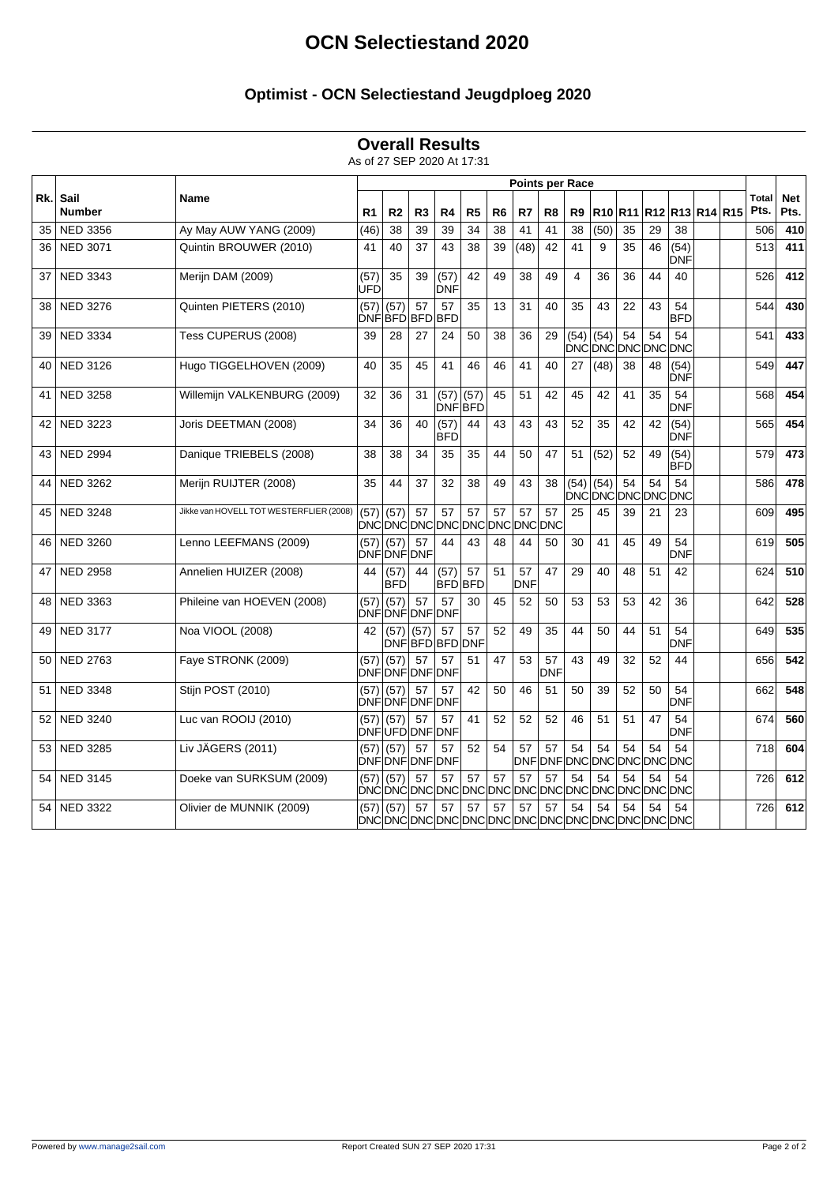# OCN Selectiestand 2020

## Optimist - OCN Selectiestand Jeugdploeg 2020

### Overall Results

As of 27 SEP 2020 At 17:31

| Rk. | Sail Number | Name | R1 | R2 | R3 | R4 | R5 | R6 | R7 | R8 | R9 | R10 | R11 | R12 | R13 | R14 | R15 | Total Pts. | Net Pts. |
|---|---|---|---|---|---|---|---|---|---|---|---|---|---|---|---|---|---|---|---|
| | | | Points per Race | | | | | | | | | | | | | | | | |
| 35 | NED 3356 | Ay May AUW YANG (2009) | (46) | 38 | 39 | 39 | 34 | 38 | 41 | 41 | 38 | (50) | 35 | 29 | 38 | | | 506 | **410** |
| 36 | NED 3071 | Quintin BROUWER (2010) | 41 | 40 | 37 | 43 | 38 | 39 | (48) | 42 | 41 | 9 | 35 | 46 | (54) DNF | | | 513 | **411** |
| 37 | NED 3343 | Merijn DAM (2009) | (57) UFD | 35 | 39 | (57) DNF | 42 | 49 | 38 | 49 | 4 | 36 | 36 | 44 | 40 | | | 526 | **412** |
| 38 | NED 3276 | Quinten PIETERS (2010) | (57) DNF | (57) BFD | 57 BFD | 57 BFD | 35 | 13 | 31 | 40 | 35 | 43 | 22 | 43 | 54 BFD | | | 544 | **430** |
| 39 | NED 3334 | Tess CUPERUS (2008) | 39 | 28 | 27 | 24 | 50 | 38 | 36 | 29 | (54) DNC | (54) DNC | 54 DNC | 54 DNC | 54 DNC | | | 541 | **433** |
| 40 | NED 3126 | Hugo TIGGELHOVEN (2009) | 40 | 35 | 45 | 41 | 46 | 46 | 41 | 40 | 27 | (48) | 38 | 48 | (54) DNF | | | 549 | **447** |
| 41 | NED 3258 | Willemijn VALKENBURG (2009) | 32 | 36 | 31 | (57) DNF | (57) BFD | 45 | 51 | 42 | 45 | 42 | 41 | 35 | 54 DNF | | | 568 | **454** |
| 42 | NED 3223 | Joris DEETMAN (2008) | 34 | 36 | 40 | (57) BFD | 44 | 43 | 43 | 43 | 52 | 35 | 42 | 42 | (54) DNF | | | 565 | **454** |
| 43 | NED 2994 | Danique TRIEBELS (2008) | 38 | 38 | 34 | 35 | 35 | 44 | 50 | 47 | 51 | (52) | 52 | 49 | (54) BFD | | | 579 | **473** |
| 44 | NED 3262 | Merijn RUIJTER (2008) | 35 | 44 | 37 | 32 | 38 | 49 | 43 | 38 | (54) DNC | (54) DNC | 54 DNC | 54 DNC | 54 DNC | | | 586 | **478** |
| 45 | NED 3248 | Jikke van HOVELL TOT WESTERFLIER (2008) | (57) DNC | (57) DNC | 57 DNC | 57 DNC | 57 DNC | 57 DNC | 57 DNC | 57 DNC | 25 | 45 | 39 | 21 | 23 | | | 609 | **495** |
| 46 | NED 3260 | Lenno LEEFMANS (2009) | (57) DNF | (57) DNF | 57 DNF | 44 | 43 | 48 | 44 | 50 | 30 | 41 | 45 | 49 | 54 DNF | | | 619 | **505** |
| 47 | NED 2958 | Annelien HUIZER (2008) | 44 | (57) BFD | 44 | (57) BFD | 57 BFD | 51 | 57 DNF | 47 | 29 | 40 | 48 | 51 | 42 | | | 624 | **510** |
| 48 | NED 3363 | Phileine van HOEVEN (2008) | (57) DNF | (57) DNF | 57 DNF | 57 DNF | 30 | 45 | 52 | 50 | 53 | 53 | 53 | 42 | 36 | | | 642 | **528** |
| 49 | NED 3177 | Noa VIOOL (2008) | 42 | (57) DNF | (57) BFD | 57 BFD | 57 DNF | 52 | 49 | 35 | 44 | 50 | 44 | 51 | 54 DNF | | | 649 | **535** |
| 50 | NED 2763 | Faye STRONK (2009) | (57) DNF | (57) DNF | 57 DNF | 57 DNF | 51 | 47 | 53 | 57 DNF | 43 | 49 | 32 | 52 | 44 | | | 656 | **542** |
| 51 | NED 3348 | Stijn POST (2010) | (57) DNF | (57) DNF | 57 DNF | 57 DNF | 42 | 50 | 46 | 51 | 50 | 39 | 52 | 50 | 54 DNF | | | 662 | **548** |
| 52 | NED 3240 | Luc van ROOIJ (2010) | (57) DNF | (57) UFD | 57 DNF | 57 DNF | 41 | 52 | 52 | 52 | 46 | 51 | 51 | 47 | 54 DNF | | | 674 | **560** |
| 53 | NED 3285 | Liv JÄGERS (2011) | (57) DNF | (57) DNF | 57 DNF | 57 DNF | 52 | 54 | 57 DNF | 57 DNF | 54 DNC | 54 DNC | 54 DNC | 54 DNC | 54 DNC | | | 718 | **604** |
| 54 | NED 3145 | Doeke van SURKSUM (2009) | (57) DNC | (57) DNC | 57 DNC | 57 DNC | 57 DNC | 57 DNC | 57 DNC | 57 DNC | 54 DNC | 54 DNC | 54 DNC | 54 DNC | 54 DNC | | | 726 | **612** |
| 54 | NED 3322 | Olivier de MUNNIK (2009) | (57) DNC | (57) DNC | 57 DNC | 57 DNC | 57 DNC | 57 DNC | 57 DNC | 57 DNC | 54 DNC | 54 DNC | 54 DNC | 54 DNC | 54 DNC | | | 726 | **612** |

Powered by www.manage2sail.com — Report Created SUN 27 SEP 2020 17:31